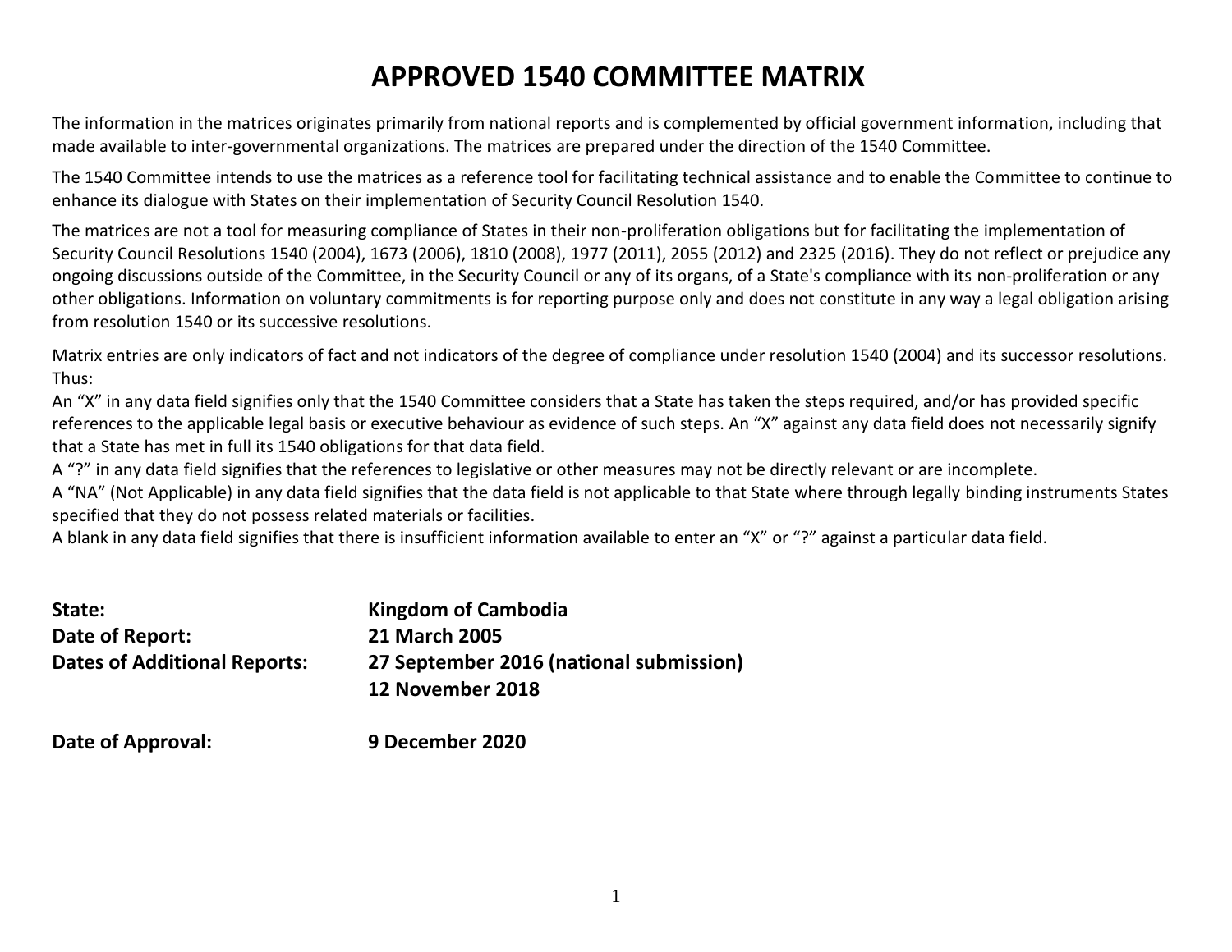# APPROVED 1540 COMMITTEE MATRIX

The information in the matrices originates primarily from national reports and is complemented by official government information, including that made available to inter-governmental organizations. The matrices are prepared under the direction of the 1540 Committee.

The 1540 Committee intends to use the matrices as a reference tool for facilitating technical assistance and to enable the Committee to continue to enhance its dialogue with States on their implementation of Security Council Resolution 1540.

The matrices are not a tool for measuring compliance of States in their non-proliferation obligations but for facilitating the implementation of Security Council Resolutions 1540 (2004), 1673 (2006), 1810 (2008), 1977 (2011), 2055 (2012) and 2325 (2016). They do not reflect or prejudice any ongoing discussions outside of the Committee, in the Security Council or any of its organs, of a State's compliance with its non-proliferation or any other obligations. Information on voluntary commitments is for reporting purpose only and does not constitute in any way a legal obligation arising from resolution 1540 or its successive resolutions.

Matrix entries are only indicators of fact and not indicators of the degree of compliance under resolution 1540 (2004) and its successor resolutions. Thus:

An "X" in any data field signifies only that the 1540 Committee considers that a State has taken the steps required, and/or has provided specific references to the applicable legal basis or executive behaviour as evidence of such steps. An "X" against any data field does not necessarily signify that a State has met in full its 1540 obligations for that data field.

A "?" in any data field signifies that the references to legislative or other measures may not be directly relevant or are incomplete.

A "NA" (Not Applicable) in any data field signifies that the data field is not applicable to that State where through legally binding instruments States specified that they do not possess related materials or facilities.

A blank in any data field signifies that there is insufficient information available to enter an "X" or "?" against a particular data field.

| | |
|---|---|
| **State:** | **Kingdom of Cambodia** |
| **Date of Report:** | **21 March 2005** |
| **Dates of Additional Reports:** | **27 September 2016 (national submission)**<br>**12 November 2018** |
| **Date of Approval:** | **9 December 2020** |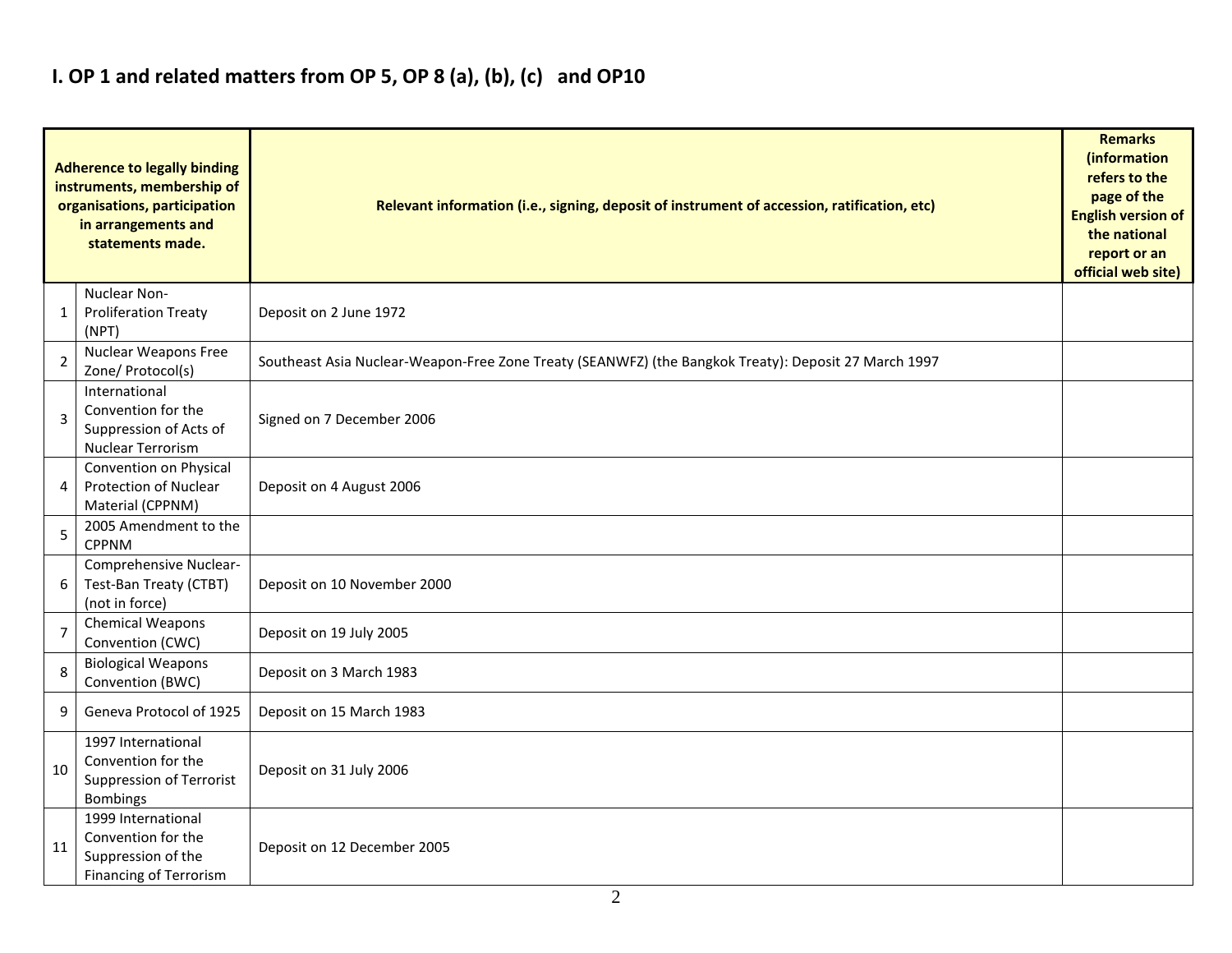# I. OP 1 and related matters from OP 5, OP 8 (a), (b), (c) and OP10

| Adherence to legally binding instruments, membership of organisations, participation in arrangements and statements made. | | Relevant information (i.e., signing, deposit of instrument of accession, ratification, etc) | Remarks (information refers to the page of the English version of the national report or an official web site) |
|---|---|---|---|
| 1 | Nuclear Non-Proliferation Treaty (NPT) | Deposit on 2 June 1972 | |
| 2 | Nuclear Weapons Free Zone/ Protocol(s) | Southeast Asia Nuclear-Weapon-Free Zone Treaty (SEANWFZ) (the Bangkok Treaty): Deposit 27 March 1997 | |
| 3 | International Convention for the Suppression of Acts of Nuclear Terrorism | Signed on 7 December 2006 | |
| 4 | Convention on Physical Protection of Nuclear Material (CPPNM) | Deposit on 4 August 2006 | |
| 5 | 2005 Amendment to the CPPNM | | |
| 6 | Comprehensive Nuclear-Test-Ban Treaty (CTBT) (not in force) | Deposit on 10 November 2000 | |
| 7 | Chemical Weapons Convention (CWC) | Deposit on 19 July 2005 | |
| 8 | Biological Weapons Convention (BWC) | Deposit on 3 March 1983 | |
| 9 | Geneva Protocol of 1925 | Deposit on 15 March 1983 | |
| 10 | 1997 International Convention for the Suppression of Terrorist Bombings | Deposit on 31 July 2006 | |
| 11 | 1999 International Convention for the Suppression of the Financing of Terrorism | Deposit on 12 December 2005 | |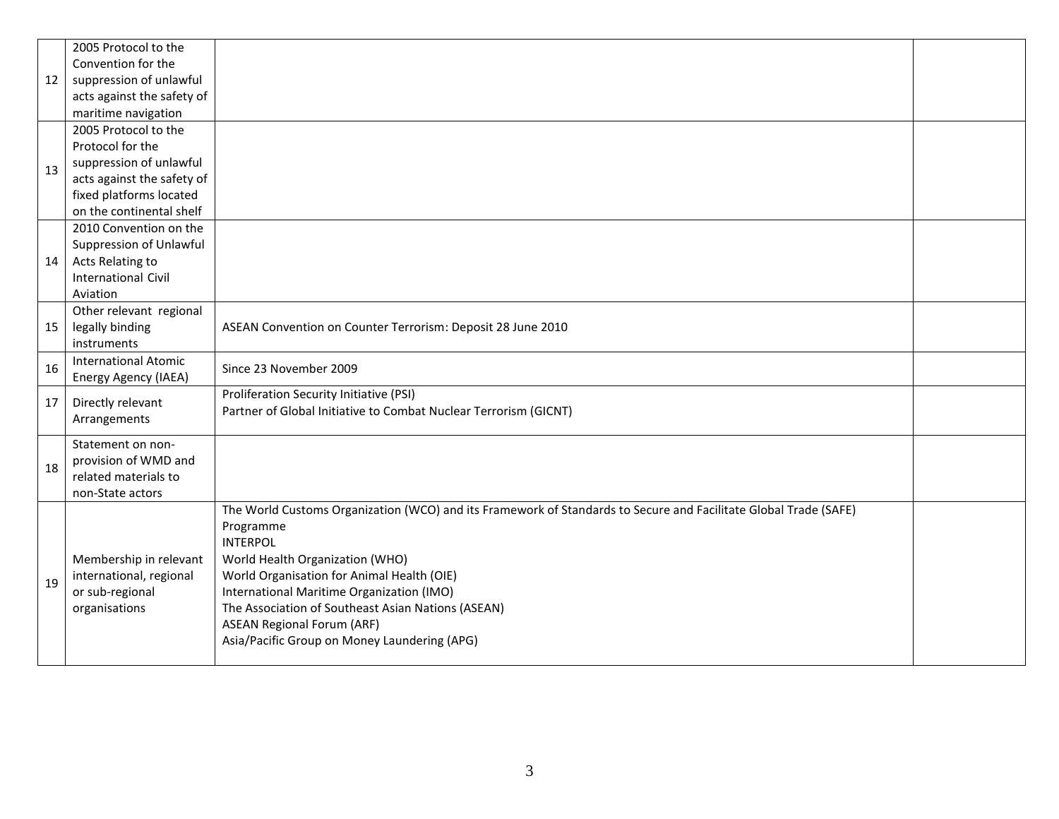| | | | |
|---|---|---|---|
| 12 | 2005 Protocol to the Convention for the suppression of unlawful acts against the safety of maritime navigation | | |
| 13 | 2005 Protocol to the Protocol for the suppression of unlawful acts against the safety of fixed platforms located on the continental shelf | | |
| 14 | 2010 Convention on the Suppression of Unlawful Acts Relating to International Civil Aviation | | |
| 15 | Other relevant regional legally binding instruments | ASEAN Convention on Counter Terrorism: Deposit 28 June 2010 | |
| 16 | International Atomic Energy Agency (IAEA) | Since 23 November 2009 | |
| 17 | Directly relevant Arrangements | Proliferation Security Initiative (PSI)<br>Partner of Global Initiative to Combat Nuclear Terrorism (GICNT) | |
| 18 | Statement on non-provision of WMD and related materials to non-State actors | | |
| 19 | Membership in relevant international, regional or sub-regional organisations | The World Customs Organization (WCO) and its Framework of Standards to Secure and Facilitate Global Trade (SAFE) Programme<br>INTERPOL<br>World Health Organization (WHO)<br>World Organisation for Animal Health (OIE)<br>International Maritime Organization (IMO)<br>The Association of Southeast Asian Nations (ASEAN)<br>ASEAN Regional Forum (ARF)<br>Asia/Pacific Group on Money Laundering (APG) | |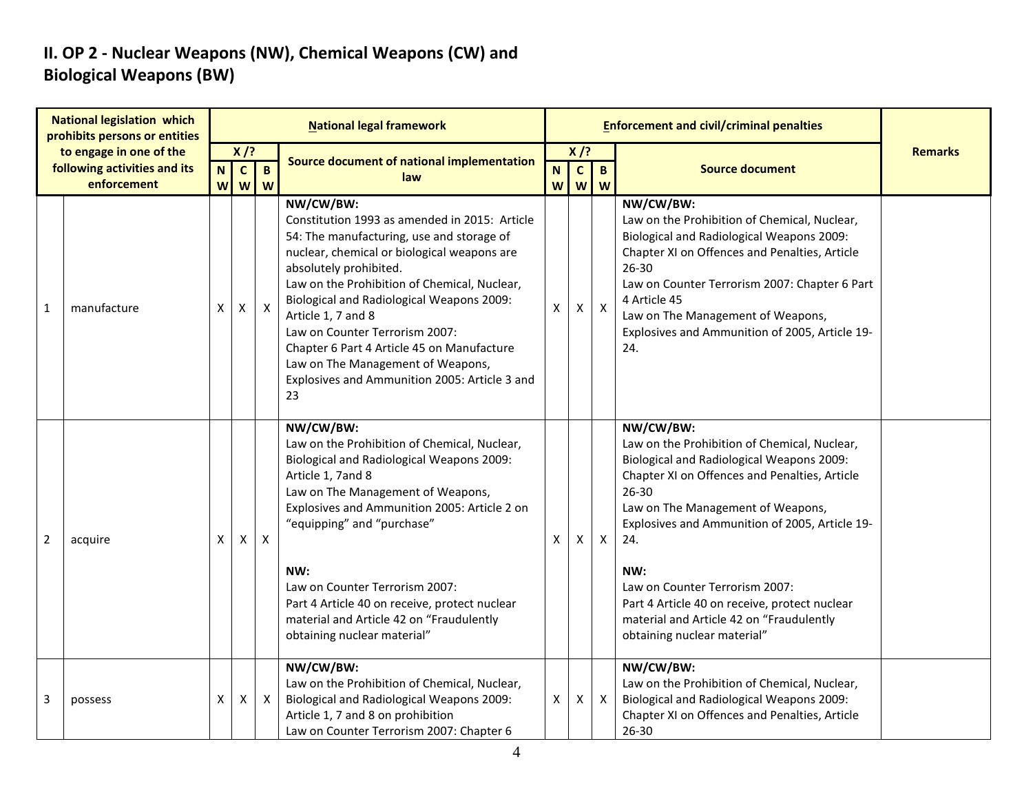## II. OP 2 - Nuclear Weapons (NW), Chemical Weapons (CW) and Biological Weapons (BW)

| | National legislation which prohibits persons or entities to engage in one of the following activities and its enforcement | National legal framework | | | | Enforcement and civil/criminal penalties | | | | Remarks |
|---|---|---|---|---|---|---|---|---|---|---|
| | | X /? | | | Source document of national implementation law | X /? | | | Source document | |
| | | NW | CW | BW | | NW | CW | BW | | |
| 1 | manufacture | X | X | X | **NW/CW/BW:**<br>Constitution 1993 as amended in 2015: Article 54: The manufacturing, use and storage of nuclear, chemical or biological weapons are absolutely prohibited.<br>Law on the Prohibition of Chemical, Nuclear, Biological and Radiological Weapons 2009: Article 1, 7 and 8<br>Law on Counter Terrorism 2007:<br>Chapter 6 Part 4 Article 45 on Manufacture<br>Law on The Management of Weapons, Explosives and Ammunition 2005: Article 3 and 23 | X | X | X | **NW/CW/BW:**<br>Law on the Prohibition of Chemical, Nuclear, Biological and Radiological Weapons 2009: Chapter XI on Offences and Penalties, Article 26-30<br>Law on Counter Terrorism 2007: Chapter 6 Part 4 Article 45<br>Law on The Management of Weapons, Explosives and Ammunition of 2005, Article 19-24. | |
| 2 | acquire | X | X | X | **NW/CW/BW:**<br>Law on the Prohibition of Chemical, Nuclear, Biological and Radiological Weapons 2009: Article 1, 7and 8<br>Law on The Management of Weapons, Explosives and Ammunition 2005: Article 2 on "equipping" and "purchase"<br><br>**NW:**<br>Law on Counter Terrorism 2007:<br>Part 4 Article 40 on receive, protect nuclear material and Article 42 on "Fraudulently obtaining nuclear material" | X | X | X | **NW/CW/BW:**<br>Law on the Prohibition of Chemical, Nuclear, Biological and Radiological Weapons 2009: Chapter XI on Offences and Penalties, Article 26-30<br>Law on The Management of Weapons, Explosives and Ammunition of 2005, Article 19-24.<br><br>**NW:**<br>Law on Counter Terrorism 2007:<br>Part 4 Article 40 on receive, protect nuclear material and Article 42 on "Fraudulently obtaining nuclear material" | |
| 3 | possess | X | X | X | **NW/CW/BW:**<br>Law on the Prohibition of Chemical, Nuclear, Biological and Radiological Weapons 2009: Article 1, 7 and 8 on prohibition<br>Law on Counter Terrorism 2007: Chapter 6 | X | X | X | **NW/CW/BW:**<br>Law on the Prohibition of Chemical, Nuclear, Biological and Radiological Weapons 2009: Chapter XI on Offences and Penalties, Article 26-30 | |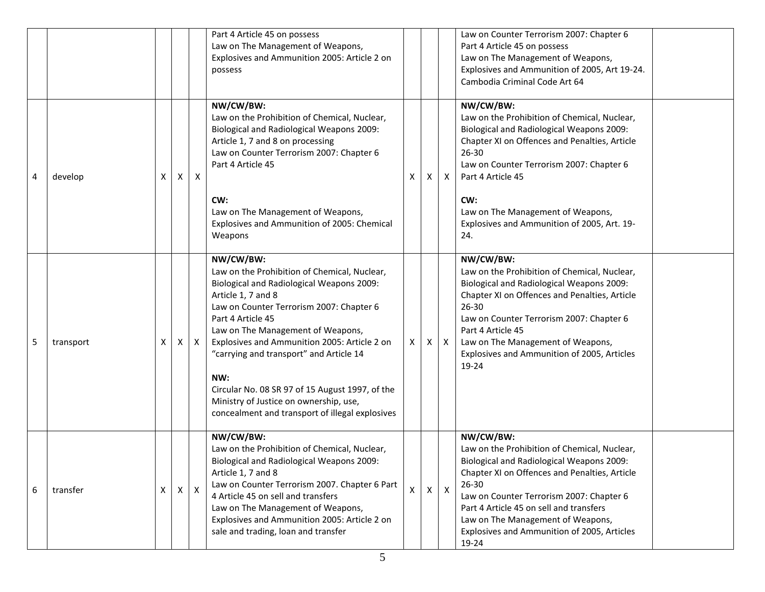| | | | | | | | | | | |
|---|---|---|---|---|---|---|---|---|---|---|
| | | | | | Part 4 Article 45 on possess<br>Law on The Management of Weapons, Explosives and Ammunition 2005: Article 2 on possess | | | | Law on Counter Terrorism 2007: Chapter 6 Part 4 Article 45 on possess<br>Law on The Management of Weapons, Explosives and Ammunition of 2005, Art 19-24.<br>Cambodia Criminal Code Art 64 | |
| 4 | develop | X | X | X | **NW/CW/BW:**<br>Law on the Prohibition of Chemical, Nuclear, Biological and Radiological Weapons 2009: Article 1, 7 and 8 on processing<br>Law on Counter Terrorism 2007: Chapter 6 Part 4 Article 45<br><br>**CW:**<br>Law on The Management of Weapons, Explosives and Ammunition of 2005: Chemical Weapons | X | X | X | **NW/CW/BW:**<br>Law on the Prohibition of Chemical, Nuclear, Biological and Radiological Weapons 2009: Chapter XI on Offences and Penalties, Article 26-30<br>Law on Counter Terrorism 2007: Chapter 6 Part 4 Article 45<br><br>**CW:**<br>Law on The Management of Weapons, Explosives and Ammunition of 2005, Art. 19-24. | |
| 5 | transport | X | X | X | **NW/CW/BW:**<br>Law on the Prohibition of Chemical, Nuclear, Biological and Radiological Weapons 2009: Article 1, 7 and 8<br>Law on Counter Terrorism 2007: Chapter 6 Part 4 Article 45<br>Law on The Management of Weapons, Explosives and Ammunition 2005: Article 2 on "carrying and transport" and Article 14<br><br>**NW:**<br>Circular No. 08 SR 97 of 15 August 1997, of the Ministry of Justice on ownership, use, concealment and transport of illegal explosives | X | X | X | **NW/CW/BW:**<br>Law on the Prohibition of Chemical, Nuclear, Biological and Radiological Weapons 2009: Chapter XI on Offences and Penalties, Article 26-30<br>Law on Counter Terrorism 2007: Chapter 6 Part 4 Article 45<br>Law on The Management of Weapons, Explosives and Ammunition of 2005, Articles 19-24 | |
| 6 | transfer | X | X | X | **NW/CW/BW:**<br>Law on the Prohibition of Chemical, Nuclear, Biological and Radiological Weapons 2009: Article 1, 7 and 8<br>Law on Counter Terrorism 2007. Chapter 6 Part 4 Article 45 on sell and transfers<br>Law on The Management of Weapons, Explosives and Ammunition 2005: Article 2 on sale and trading, loan and transfer | X | X | X | **NW/CW/BW:**<br>Law on the Prohibition of Chemical, Nuclear, Biological and Radiological Weapons 2009: Chapter XI on Offences and Penalties, Article 26-30<br>Law on Counter Terrorism 2007: Chapter 6 Part 4 Article 45 on sell and transfers<br>Law on The Management of Weapons, Explosives and Ammunition of 2005, Articles 19-24 | |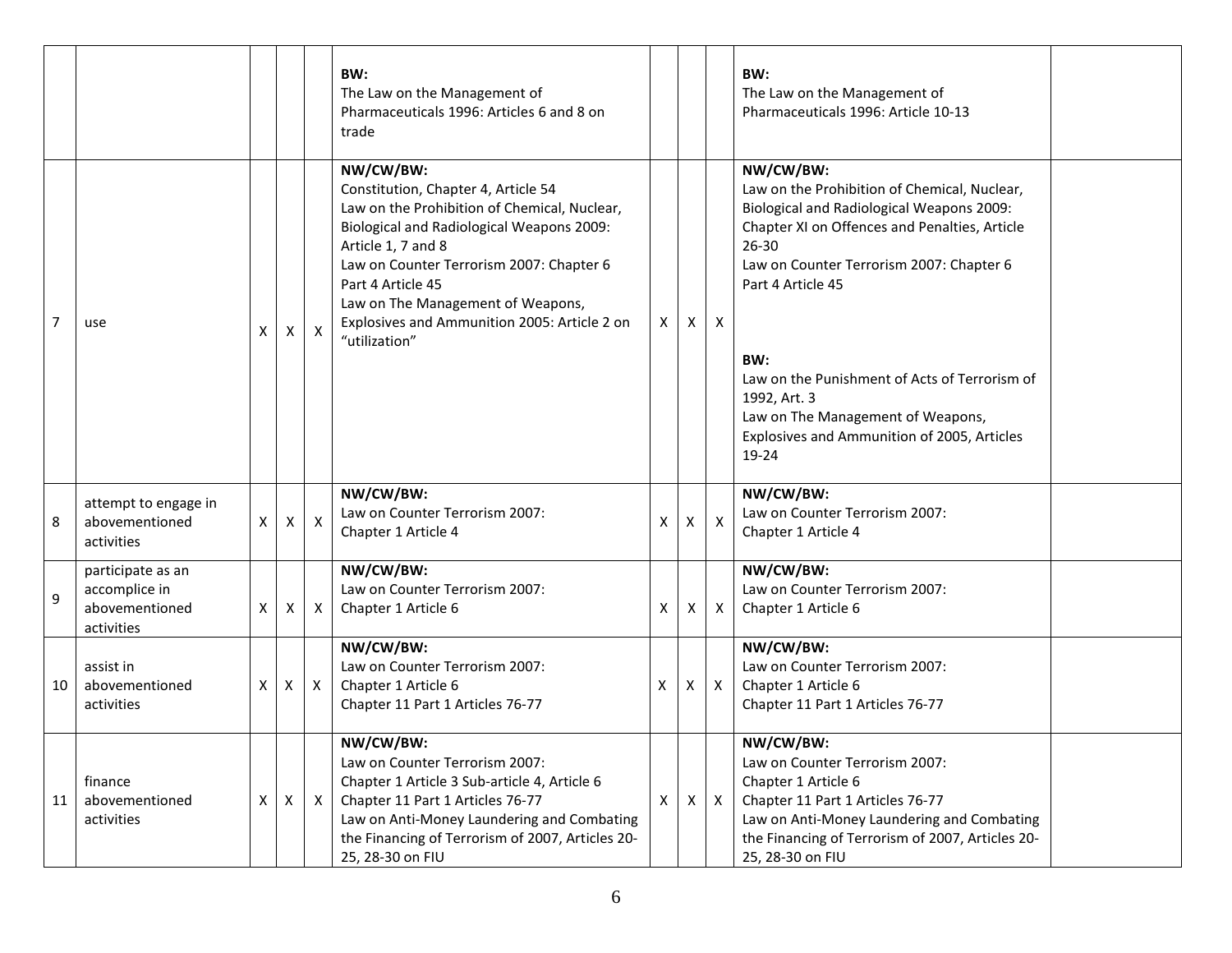| | | | | | | | | | | |
|---|---|---|---|---|---|---|---|---|---|---|
| | | | | | **BW:**<br>The Law on the Management of Pharmaceuticals 1996: Articles 6 and 8 on trade | | | | **BW:**<br>The Law on the Management of Pharmaceuticals 1996: Article 10-13 | |
| 7 | use | X | X | X | **NW/CW/BW:**<br>Constitution, Chapter 4, Article 54<br>Law on the Prohibition of Chemical, Nuclear, Biological and Radiological Weapons 2009: Article 1, 7 and 8<br>Law on Counter Terrorism 2007: Chapter 6 Part 4 Article 45<br>Law on The Management of Weapons, Explosives and Ammunition 2005: Article 2 on "utilization" | X | X | X | **NW/CW/BW:**<br>Law on the Prohibition of Chemical, Nuclear, Biological and Radiological Weapons 2009: Chapter XI on Offences and Penalties, Article 26-30<br>Law on Counter Terrorism 2007: Chapter 6 Part 4 Article 45<br><br>**BW:**<br>Law on the Punishment of Acts of Terrorism of 1992, Art. 3<br>Law on The Management of Weapons, Explosives and Ammunition of 2005, Articles 19-24 | |
| 8 | attempt to engage in abovementioned activities | X | X | X | **NW/CW/BW:**<br>Law on Counter Terrorism 2007: Chapter 1 Article 4 | X | X | X | **NW/CW/BW:**<br>Law on Counter Terrorism 2007: Chapter 1 Article 4 | |
| 9 | participate as an accomplice in abovementioned activities | X | X | X | **NW/CW/BW:**<br>Law on Counter Terrorism 2007: Chapter 1 Article 6 | X | X | X | **NW/CW/BW:**<br>Law on Counter Terrorism 2007: Chapter 1 Article 6 | |
| 10 | assist in abovementioned activities | X | X | X | **NW/CW/BW:**<br>Law on Counter Terrorism 2007: Chapter 1 Article 6<br>Chapter 11 Part 1 Articles 76-77 | X | X | X | **NW/CW/BW:**<br>Law on Counter Terrorism 2007: Chapter 1 Article 6<br>Chapter 11 Part 1 Articles 76-77 | |
| 11 | finance abovementioned activities | X | X | X | **NW/CW/BW:**<br>Law on Counter Terrorism 2007: Chapter 1 Article 3 Sub-article 4, Article 6<br>Chapter 11 Part 1 Articles 76-77<br>Law on Anti-Money Laundering and Combating the Financing of Terrorism of 2007, Articles 20-25, 28-30 on FIU | X | X | X | **NW/CW/BW:**<br>Law on Counter Terrorism 2007: Chapter 1 Article 6<br>Chapter 11 Part 1 Articles 76-77<br>Law on Anti-Money Laundering and Combating the Financing of Terrorism of 2007, Articles 20-25, 28-30 on FIU | |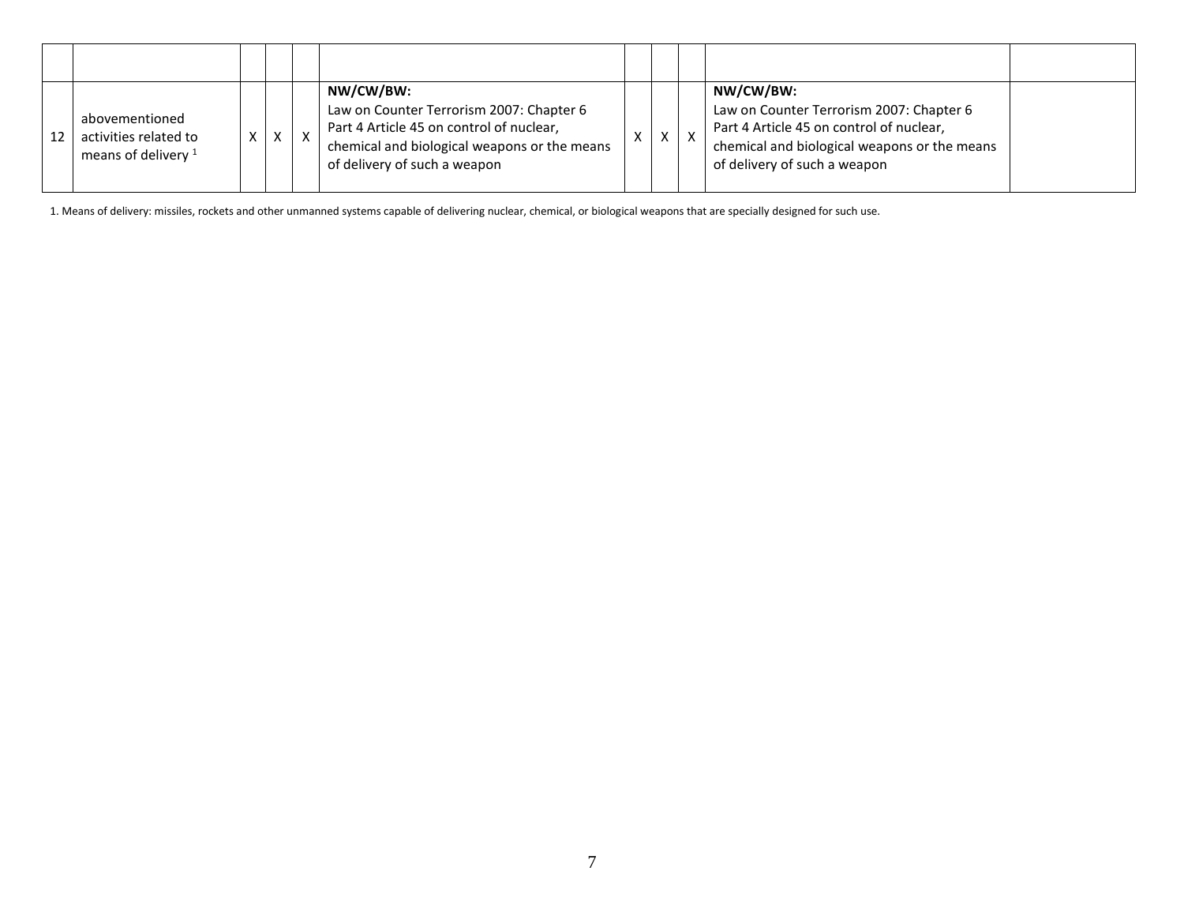| | | | | | | | | | | |
|---|---|---|---|---|---|---|---|---|---|---|
| 12 | abovementioned activities related to means of delivery [1] | X | X | X | **NW/CW/BW:** Law on Counter Terrorism 2007: Chapter 6 Part 4 Article 45 on control of nuclear, chemical and biological weapons or the means of delivery of such a weapon | X | X | X | **NW/CW/BW:** Law on Counter Terrorism 2007: Chapter 6 Part 4 Article 45 on control of nuclear, chemical and biological weapons or the means of delivery of such a weapon | |

1. Means of delivery: missiles, rockets and other unmanned systems capable of delivering nuclear, chemical, or biological weapons that are specially designed for such use.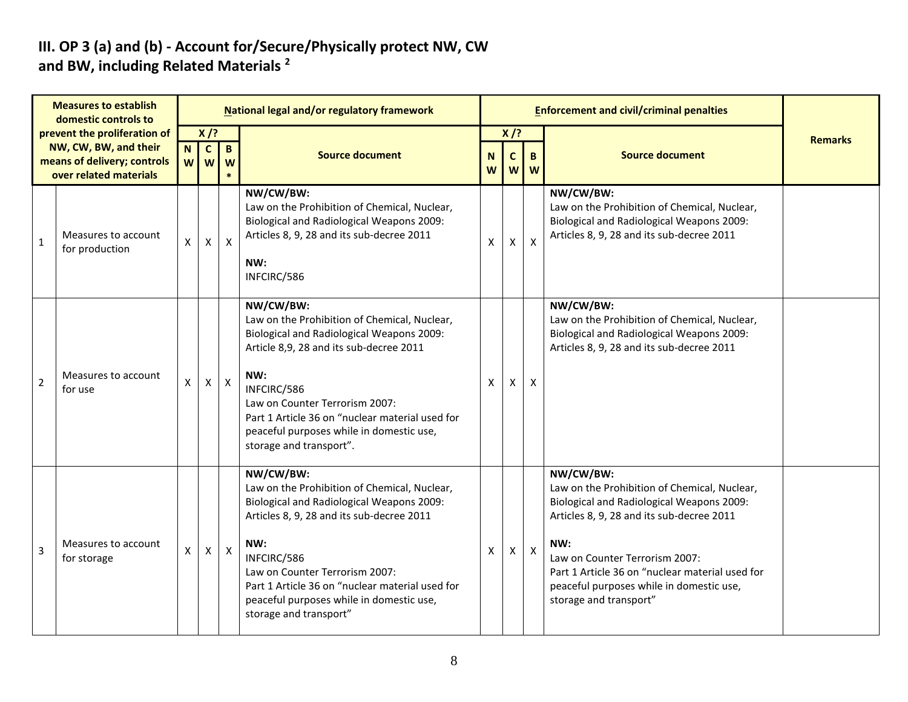## III. OP 3 (a) and (b) - Account for/Secure/Physically protect NW, CW and BW, including Related Materials [2]

| Measures to establish domestic controls to prevent the proliferation of NW, CW, BW, and their means of delivery; controls over related materials | | National legal and/or regulatory framework | | | | Enforcement and civil/criminal penalties | | | | Remarks |
|---|---|---|---|---|---|---|---|---|---|---|
| | | X /? | | | Source document | X /? | | | Source document | |
| | | NW | CW | BW* | | NW | CW | BW | | |
| 1 | Measures to account for production | X | X | X | **NW/CW/BW:**<br>Law on the Prohibition of Chemical, Nuclear, Biological and Radiological Weapons 2009: Articles 8, 9, 28 and its sub-decree 2011<br><br>**NW:**<br>INFCIRC/586 | X | X | X | **NW/CW/BW:**<br>Law on the Prohibition of Chemical, Nuclear, Biological and Radiological Weapons 2009: Articles 8, 9, 28 and its sub-decree 2011 | |
| 2 | Measures to account for use | X | X | X | **NW/CW/BW:**<br>Law on the Prohibition of Chemical, Nuclear, Biological and Radiological Weapons 2009: Article 8,9, 28 and its sub-decree 2011<br><br>**NW:**<br>INFCIRC/586<br>Law on Counter Terrorism 2007:<br>Part 1 Article 36 on "nuclear material used for peaceful purposes while in domestic use, storage and transport". | X | X | X | **NW/CW/BW:**<br>Law on the Prohibition of Chemical, Nuclear, Biological and Radiological Weapons 2009: Articles 8, 9, 28 and its sub-decree 2011 | |
| 3 | Measures to account for storage | X | X | X | **NW/CW/BW:**<br>Law on the Prohibition of Chemical, Nuclear, Biological and Radiological Weapons 2009: Articles 8, 9, 28 and its sub-decree 2011<br><br>**NW:**<br>INFCIRC/586<br>Law on Counter Terrorism 2007:<br>Part 1 Article 36 on "nuclear material used for peaceful purposes while in domestic use, storage and transport" | X | X | X | **NW/CW/BW:**<br>Law on the Prohibition of Chemical, Nuclear, Biological and Radiological Weapons 2009: Articles 8, 9, 28 and its sub-decree 2011<br><br>**NW:**<br>Law on Counter Terrorism 2007:<br>Part 1 Article 36 on "nuclear material used for peaceful purposes while in domestic use, storage and transport" | |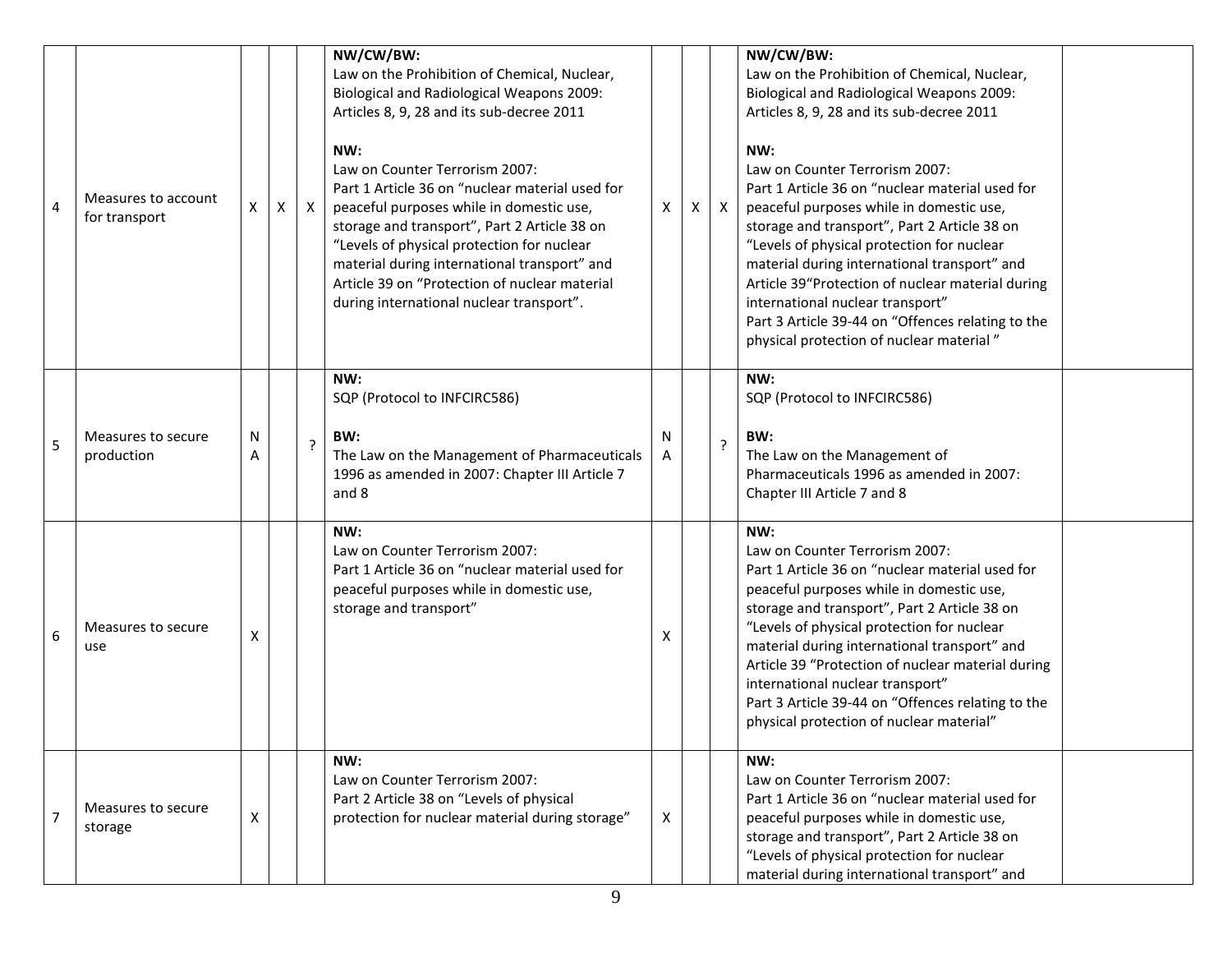| 4 | Measures to account for transport | X | X | X | **NW/CW/BW:**<br>Law on the Prohibition of Chemical, Nuclear, Biological and Radiological Weapons 2009: Articles 8, 9, 28 and its sub-decree 2011<br><br>**NW:**<br>Law on Counter Terrorism 2007:<br>Part 1 Article 36 on "nuclear material used for peaceful purposes while in domestic use, storage and transport", Part 2 Article 38 on "Levels of physical protection for nuclear material during international transport" and Article 39 on "Protection of nuclear material during international nuclear transport". | X | X | X | **NW/CW/BW:**<br>Law on the Prohibition of Chemical, Nuclear, Biological and Radiological Weapons 2009: Articles 8, 9, 28 and its sub-decree 2011<br><br>**NW:**<br>Law on Counter Terrorism 2007:<br>Part 1 Article 36 on "nuclear material used for peaceful purposes while in domestic use, storage and transport", Part 2 Article 38 on "Levels of physical protection for nuclear material during international transport" and Article 39"Protection of nuclear material during international nuclear transport"<br>Part 3 Article 39-44 on "Offences relating to the physical protection of nuclear material " | |
|---|---|---|---|---|---|---|---|---|---|---|
| 5 | Measures to secure production | NA | | ? | **NW:**<br>SQP (Protocol to INFCIRC586)<br><br>**BW:**<br>The Law on the Management of Pharmaceuticals 1996 as amended in 2007: Chapter III Article 7 and 8 | NA | | ? | **NW:**<br>SQP (Protocol to INFCIRC586)<br><br>**BW:**<br>The Law on the Management of Pharmaceuticals 1996 as amended in 2007: Chapter III Article 7 and 8 | |
| 6 | Measures to secure use | X | | | **NW:**<br>Law on Counter Terrorism 2007:<br>Part 1 Article 36 on "nuclear material used for peaceful purposes while in domestic use, storage and transport" | X | | | **NW:**<br>Law on Counter Terrorism 2007:<br>Part 1 Article 36 on "nuclear material used for peaceful purposes while in domestic use, storage and transport", Part 2 Article 38 on "Levels of physical protection for nuclear material during international transport" and Article 39 "Protection of nuclear material during international nuclear transport"<br>Part 3 Article 39-44 on "Offences relating to the physical protection of nuclear material" | |
| 7 | Measures to secure storage | X | | | **NW:**<br>Law on Counter Terrorism 2007:<br>Part 2 Article 38 on "Levels of physical protection for nuclear material during storage" | X | | | **NW:**<br>Law on Counter Terrorism 2007:<br>Part 1 Article 36 on "nuclear material used for peaceful purposes while in domestic use, storage and transport", Part 2 Article 38 on "Levels of physical protection for nuclear material during international transport" and | |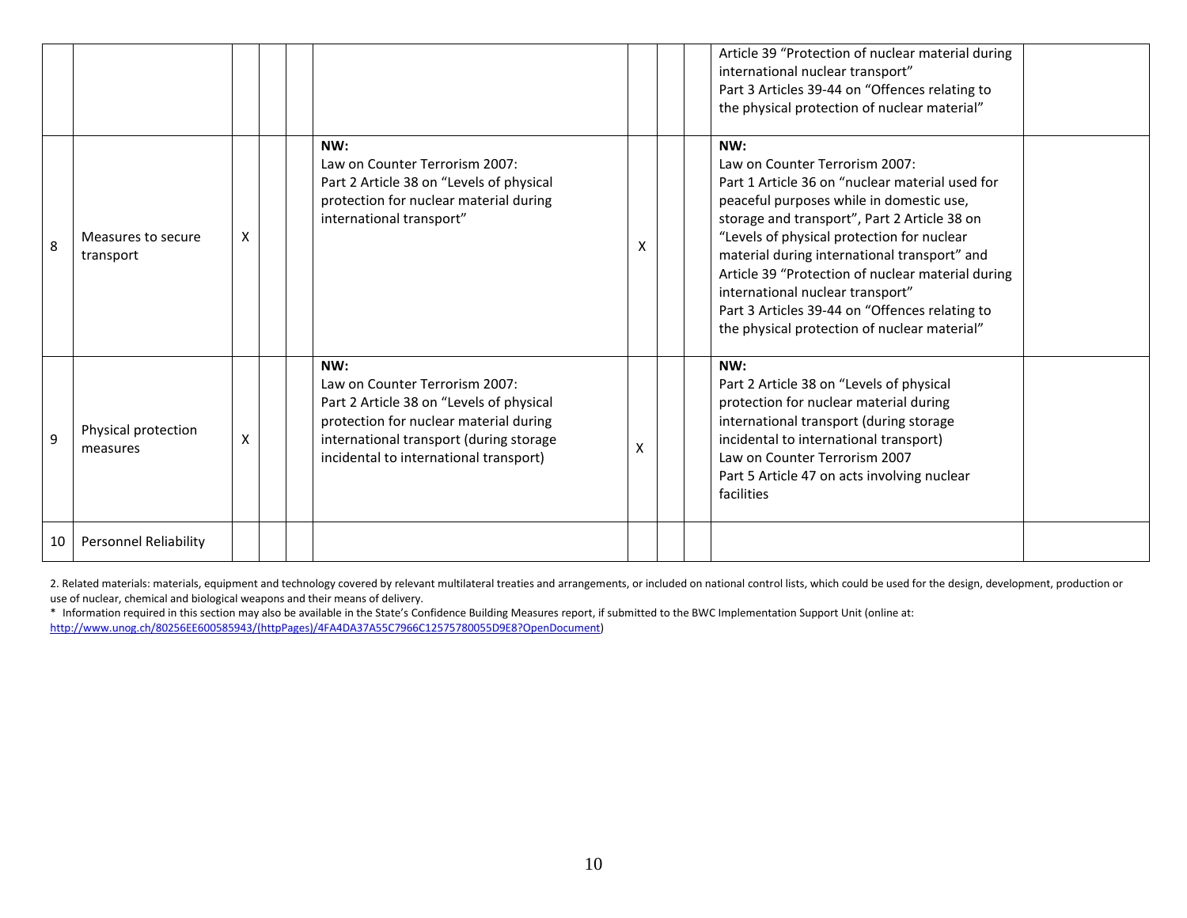| | | | | | | | | | | |
|---|---|---|---|---|---|---|---|---|---|---|
| | | | | | | | | | Article 39 "Protection of nuclear material during international nuclear transport"<br>Part 3 Articles 39-44 on "Offences relating to the physical protection of nuclear material" | |
| 8 | Measures to secure transport | X | | | **NW:**<br>Law on Counter Terrorism 2007:<br>Part 2 Article 38 on "Levels of physical protection for nuclear material during international transport" | X | | | **NW:**<br>Law on Counter Terrorism 2007:<br>Part 1 Article 36 on "nuclear material used for peaceful purposes while in domestic use, storage and transport", Part 2 Article 38 on "Levels of physical protection for nuclear material during international transport" and Article 39 "Protection of nuclear material during international nuclear transport"<br>Part 3 Articles 39-44 on "Offences relating to the physical protection of nuclear material" | |
| 9 | Physical protection measures | X | | | **NW:**<br>Law on Counter Terrorism 2007:<br>Part 2 Article 38 on "Levels of physical protection for nuclear material during international transport (during storage incidental to international transport) | X | | | **NW:**<br>Part 2 Article 38 on "Levels of physical protection for nuclear material during international transport (during storage incidental to international transport)<br>Law on Counter Terrorism 2007<br>Part 5 Article 47 on acts involving nuclear facilities | |
| 10 | Personnel Reliability | | | | | | | | | |

2. Related materials: materials, equipment and technology covered by relevant multilateral treaties and arrangements, or included on national control lists, which could be used for the design, development, production or use of nuclear, chemical and biological weapons and their means of delivery.

* Information required in this section may also be available in the State's Confidence Building Measures report, if submitted to the BWC Implementation Support Unit (online at: http://www.unog.ch/80256EE600585943/(httpPages)/4FA4DA37A55C7966C12575780055D9E8?OpenDocument)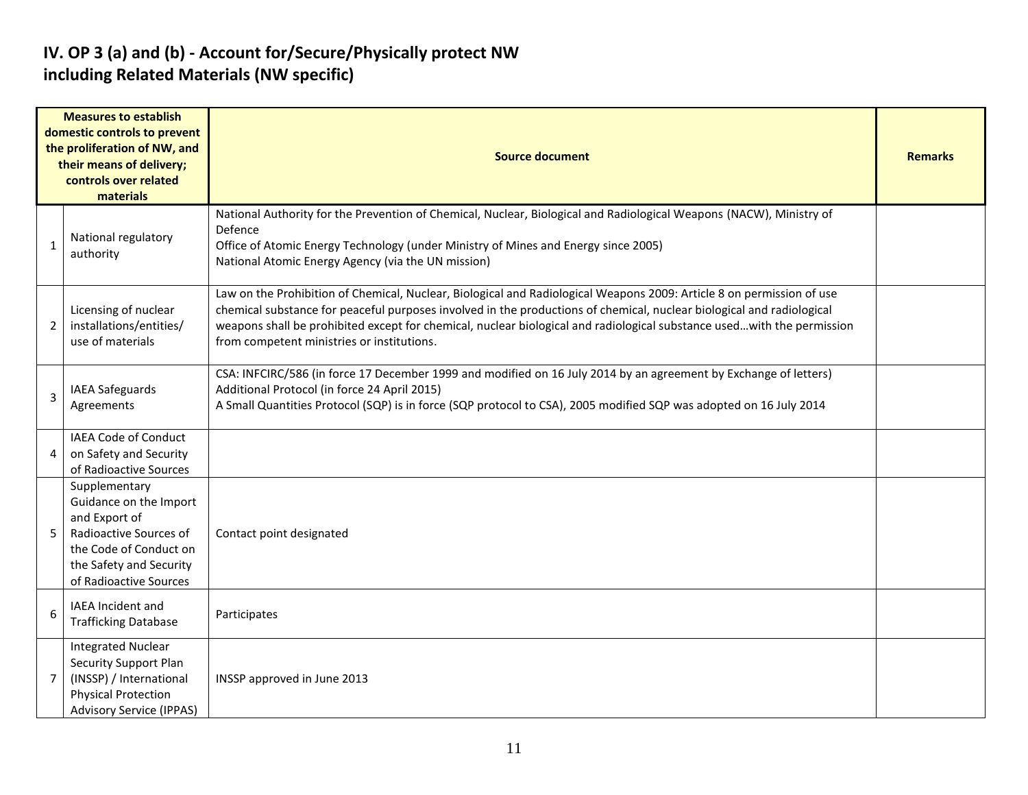## IV. OP 3 (a) and (b) - Account for/Secure/Physically protect NW including Related Materials (NW specific)

| Measures to establish domestic controls to prevent the proliferation of NW, and their means of delivery; controls over related materials | | Source document | Remarks |
|---|---|---|---|
| 1 | National regulatory authority | National Authority for the Prevention of Chemical, Nuclear, Biological and Radiological Weapons (NACW), Ministry of Defence<br>Office of Atomic Energy Technology (under Ministry of Mines and Energy since 2005)<br>National Atomic Energy Agency (via the UN mission) | |
| 2 | Licensing of nuclear installations/entities/ use of materials | Law on the Prohibition of Chemical, Nuclear, Biological and Radiological Weapons 2009: Article 8 on permission of use chemical substance for peaceful purposes involved in the productions of chemical, nuclear biological and radiological weapons shall be prohibited except for chemical, nuclear biological and radiological substance used…with the permission from competent ministries or institutions. | |
| 3 | IAEA Safeguards Agreements | CSA: INFCIRC/586 (in force 17 December 1999 and modified on 16 July 2014 by an agreement by Exchange of letters)<br>Additional Protocol (in force 24 April 2015)<br>A Small Quantities Protocol (SQP) is in force (SQP protocol to CSA), 2005 modified SQP was adopted on 16 July 2014 | |
| 4 | IAEA Code of Conduct on Safety and Security of Radioactive Sources | | |
| 5 | Supplementary Guidance on the Import and Export of Radioactive Sources of the Code of Conduct on the Safety and Security of Radioactive Sources | Contact point designated | |
| 6 | IAEA Incident and Trafficking Database | Participates | |
| 7 | Integrated Nuclear Security Support Plan (INSSP) / International Physical Protection Advisory Service (IPPAS) | INSSP approved in June 2013 | |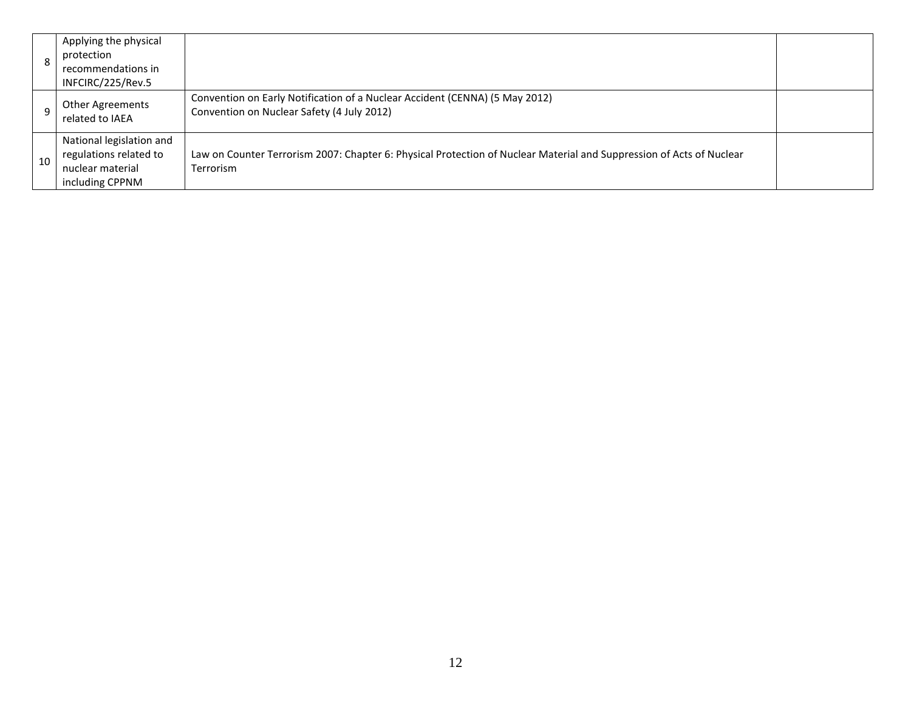| | | | |
|---|---|---|---|
| 8 | Applying the physical protection recommendations in INFCIRC/225/Rev.5 | | |
| 9 | Other Agreements related to IAEA | Convention on Early Notification of a Nuclear Accident (CENNA) (5 May 2012)<br>Convention on Nuclear Safety (4 July 2012) | |
| 10 | National legislation and regulations related to nuclear material including CPPNM | Law on Counter Terrorism 2007: Chapter 6: Physical Protection of Nuclear Material and Suppression of Acts of Nuclear Terrorism | |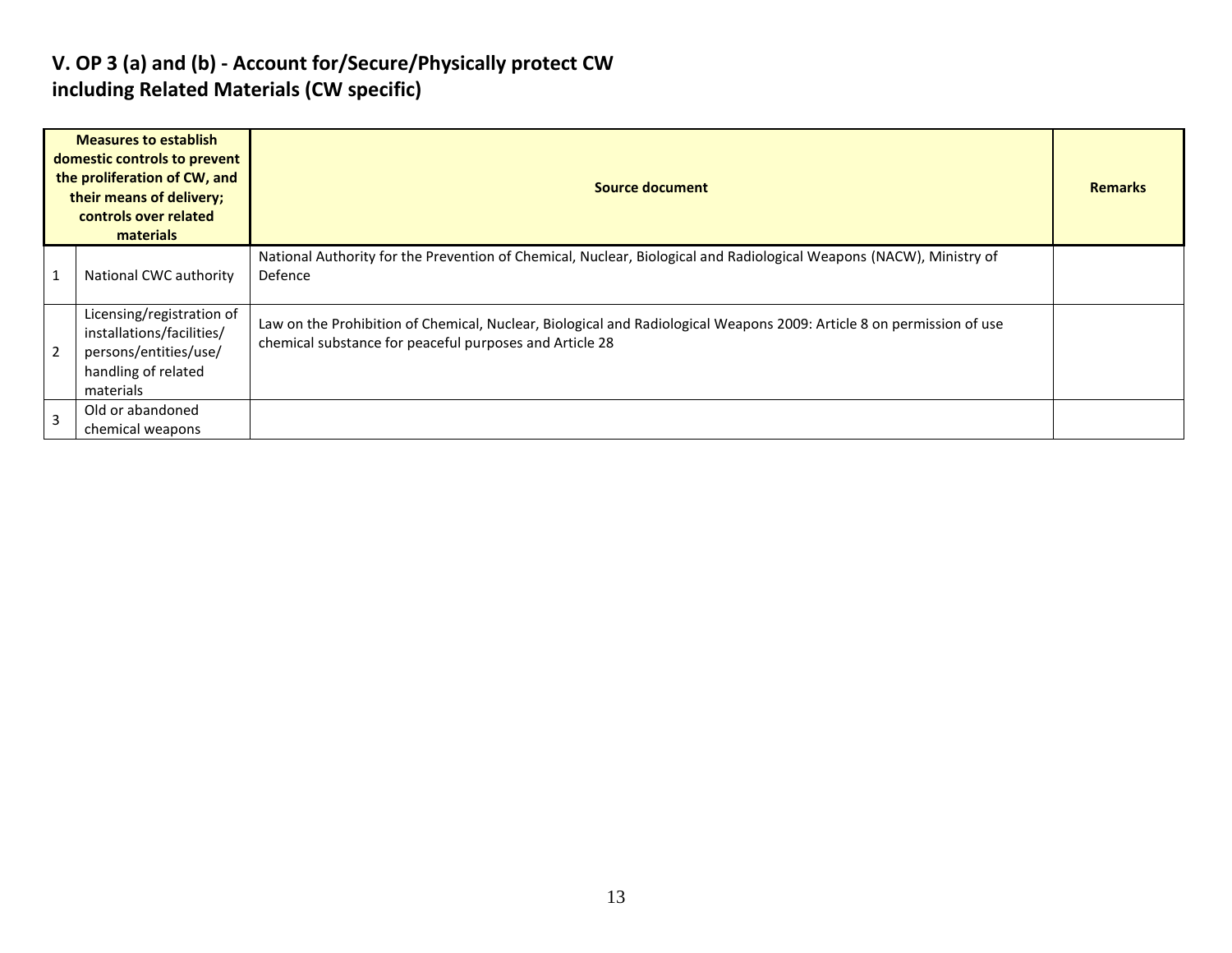## V. OP 3 (a) and (b) - Account for/Secure/Physically protect CW including Related Materials (CW specific)

| | Measures to establish domestic controls to prevent the proliferation of CW, and their means of delivery; controls over related materials | Source document | Remarks |
|---|---|---|---|
| 1 | National CWC authority | National Authority for the Prevention of Chemical, Nuclear, Biological and Radiological Weapons (NACW), Ministry of Defence | |
| 2 | Licensing/registration of installations/facilities/ persons/entities/use/ handling of related materials | Law on the Prohibition of Chemical, Nuclear, Biological and Radiological Weapons 2009: Article 8 on permission of use chemical substance for peaceful purposes and Article 28 | |
| 3 | Old or abandoned chemical weapons | | |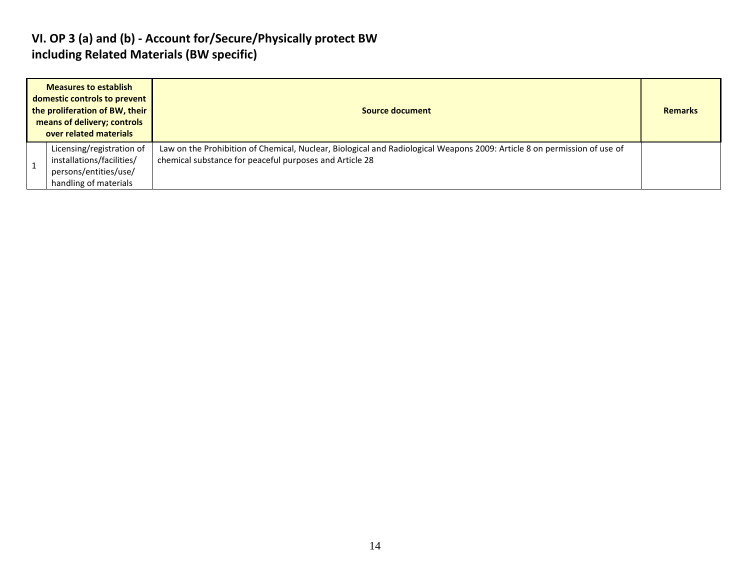## VI. OP 3 (a) and (b) - Account for/Secure/Physically protect BW including Related Materials (BW specific)

| Measures to establish domestic controls to prevent the proliferation of BW, their means of delivery; controls over related materials | | Source document | Remarks |
|---|---|---|---|
| 1 | Licensing/registration of installations/facilities/ persons/entities/use/ handling of materials | Law on the Prohibition of Chemical, Nuclear, Biological and Radiological Weapons 2009: Article 8 on permission of use of chemical substance for peaceful purposes and Article 28 | |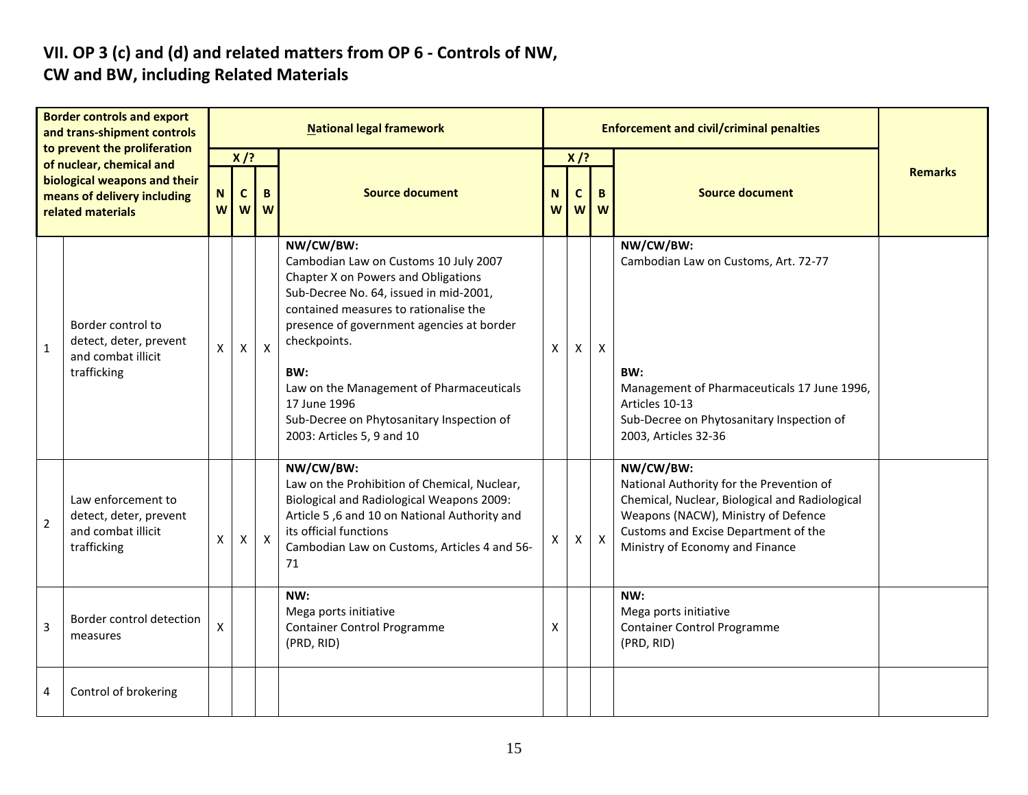# VII. OP 3 (c) and (d) and related matters from OP 6 - Controls of NW, CW and BW, including Related Materials

| Border controls and export and trans-shipment controls to prevent the proliferation of nuclear, chemical and biological weapons and their means of delivery including related materials | | National legal framework | | | | Enforcement and civil/criminal penalties | | | | Remarks |
|---|---|---|---|---|---|---|---|---|---|---|
| | | X / ? | | | Source document | X / ? | | | Source document | |
| | | NW | CW | BW | | NW | CW | BW | | |
| 1 | Border control to detect, deter, prevent and combat illicit trafficking | X | X | X | **NW/CW/BW:**<br>Cambodian Law on Customs 10 July 2007<br>Chapter X on Powers and Obligations<br>Sub-Decree No. 64, issued in mid-2001, contained measures to rationalise the presence of government agencies at border checkpoints.<br><br>**BW:**<br>Law on the Management of Pharmaceuticals 17 June 1996<br>Sub-Decree on Phytosanitary Inspection of 2003: Articles 5, 9 and 10 | X | X | X | **NW/CW/BW:**<br>Cambodian Law on Customs, Art. 72-77<br><br>**BW:**<br>Management of Pharmaceuticals 17 June 1996, Articles 10-13<br>Sub-Decree on Phytosanitary Inspection of 2003, Articles 32-36 | |
| 2 | Law enforcement to detect, deter, prevent and combat illicit trafficking | X | X | X | **NW/CW/BW:**<br>Law on the Prohibition of Chemical, Nuclear, Biological and Radiological Weapons 2009: Article 5 ,6 and 10 on National Authority and its official functions<br>Cambodian Law on Customs, Articles 4 and 56-71 | X | X | X | **NW/CW/BW:**<br>National Authority for the Prevention of Chemical, Nuclear, Biological and Radiological Weapons (NACW), Ministry of Defence<br>Customs and Excise Department of the Ministry of Economy and Finance | |
| 3 | Border control detection measures | X | | | **NW:**<br>Mega ports initiative<br>Container Control Programme<br>(PRD, RID) | X | | | **NW:**<br>Mega ports initiative<br>Container Control Programme<br>(PRD, RID) | |
| 4 | Control of brokering | | | | | | | | | |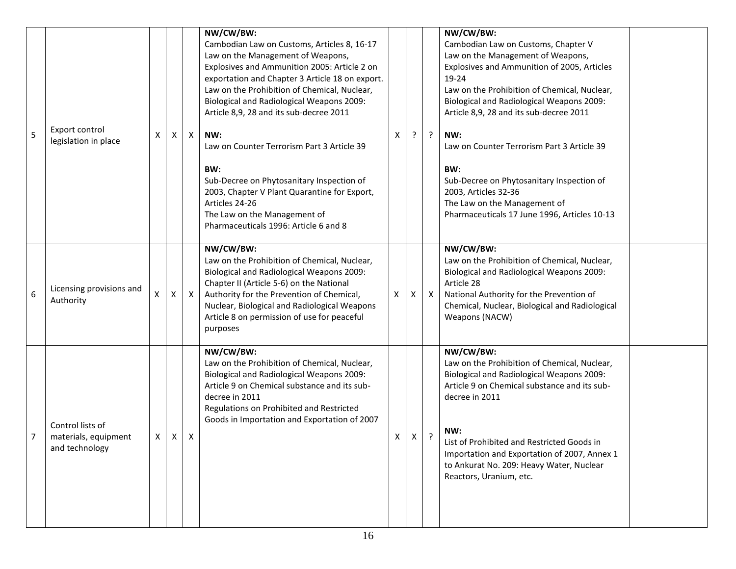| 5 | Export control legislation in place | X | X | X | **NW/CW/BW:**<br>Cambodian Law on Customs, Articles 8, 16-17<br>Law on the Management of Weapons, Explosives and Ammunition 2005: Article 2 on exportation and Chapter 3 Article 18 on export.<br>Law on the Prohibition of Chemical, Nuclear, Biological and Radiological Weapons 2009: Article 8,9, 28 and its sub-decree 2011<br><br>**NW:**<br>Law on Counter Terrorism Part 3 Article 39<br><br>**BW:**<br>Sub-Decree on Phytosanitary Inspection of 2003, Chapter V Plant Quarantine for Export, Articles 24-26<br>The Law on the Management of Pharmaceuticals 1996: Article 6 and 8 | X | ? | ? | **NW/CW/BW:**<br>Cambodian Law on Customs, Chapter V<br>Law on the Management of Weapons, Explosives and Ammunition of 2005, Articles 19-24<br>Law on the Prohibition of Chemical, Nuclear, Biological and Radiological Weapons 2009: Article 8,9, 28 and its sub-decree 2011<br><br>**NW:**<br>Law on Counter Terrorism Part 3 Article 39<br><br>**BW:**<br>Sub-Decree on Phytosanitary Inspection of 2003, Articles 32-36<br>The Law on the Management of Pharmaceuticals 17 June 1996, Articles 10-13 | |
|---|---|---|---|---|---|---|---|---|---|---|
| 6 | Licensing provisions and Authority | X | X | X | **NW/CW/BW:**<br>Law on the Prohibition of Chemical, Nuclear, Biological and Radiological Weapons 2009: Chapter II (Article 5-6) on the National Authority for the Prevention of Chemical, Nuclear, Biological and Radiological Weapons<br>Article 8 on permission of use for peaceful purposes | X | X | X | **NW/CW/BW:**<br>Law on the Prohibition of Chemical, Nuclear, Biological and Radiological Weapons 2009: Article 28<br>National Authority for the Prevention of Chemical, Nuclear, Biological and Radiological Weapons (NACW) | |
| 7 | Control lists of materials, equipment and technology | X | X | X | **NW/CW/BW:**<br>Law on the Prohibition of Chemical, Nuclear, Biological and Radiological Weapons 2009: Article 9 on Chemical substance and its sub-decree in 2011<br>Regulations on Prohibited and Restricted Goods in Importation and Exportation of 2007 | X | X | ? | **NW/CW/BW:**<br>Law on the Prohibition of Chemical, Nuclear, Biological and Radiological Weapons 2009: Article 9 on Chemical substance and its sub-decree in 2011<br><br>**NW:**<br>List of Prohibited and Restricted Goods in Importation and Exportation of 2007, Annex 1 to Ankurat No. 209: Heavy Water, Nuclear Reactors, Uranium, etc. | |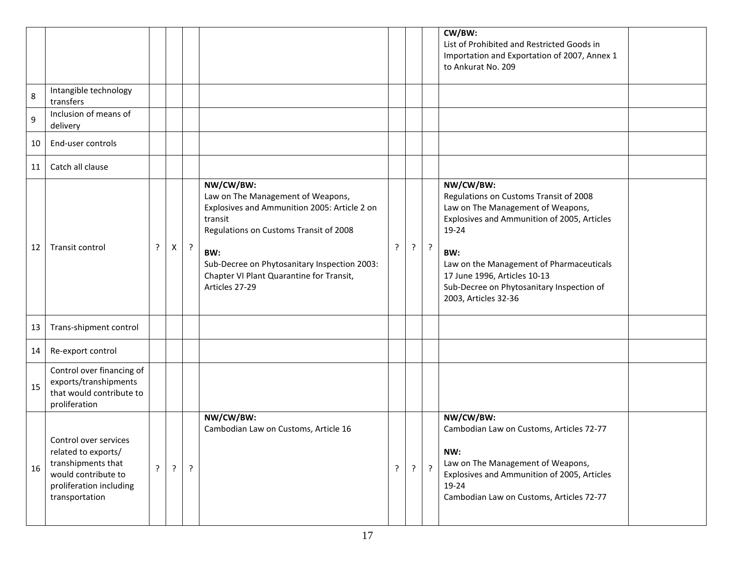| | | | | | | | | | | |
|---|---|---|---|---|---|---|---|---|---|---|
| | | | | | | | | | **CW/BW:**<br>List of Prohibited and Restricted Goods in Importation and Exportation of 2007, Annex 1 to Ankurat No. 209 | |
| 8 | Intangible technology transfers | | | | | | | | | |
| 9 | Inclusion of means of delivery | | | | | | | | | |
| 10 | End-user controls | | | | | | | | | |
| 11 | Catch all clause | | | | | | | | | |
| 12 | Transit control | ? | X | ? | **NW/CW/BW:**<br>Law on The Management of Weapons, Explosives and Ammunition 2005: Article 2 on transit<br>Regulations on Customs Transit of 2008<br><br>**BW:**<br>Sub-Decree on Phytosanitary Inspection 2003: Chapter VI Plant Quarantine for Transit, Articles 27-29 | ? | ? | ? | **NW/CW/BW:**<br>Regulations on Customs Transit of 2008<br>Law on The Management of Weapons, Explosives and Ammunition of 2005, Articles 19-24<br><br>**BW:**<br>Law on the Management of Pharmaceuticals 17 June 1996, Articles 10-13<br>Sub-Decree on Phytosanitary Inspection of 2003, Articles 32-36 | |
| 13 | Trans-shipment control | | | | | | | | | |
| 14 | Re-export control | | | | | | | | | |
| 15 | Control over financing of exports/transhipments that would contribute to proliferation | | | | | | | | | |
| 16 | Control over services related to exports/ transhipments that would contribute to proliferation including transportation | ? | ? | ? | **NW/CW/BW:**<br>Cambodian Law on Customs, Article 16 | ? | ? | ? | **NW/CW/BW:**<br>Cambodian Law on Customs, Articles 72-77<br><br>**NW:**<br>Law on The Management of Weapons, Explosives and Ammunition of 2005, Articles 19-24<br>Cambodian Law on Customs, Articles 72-77 | |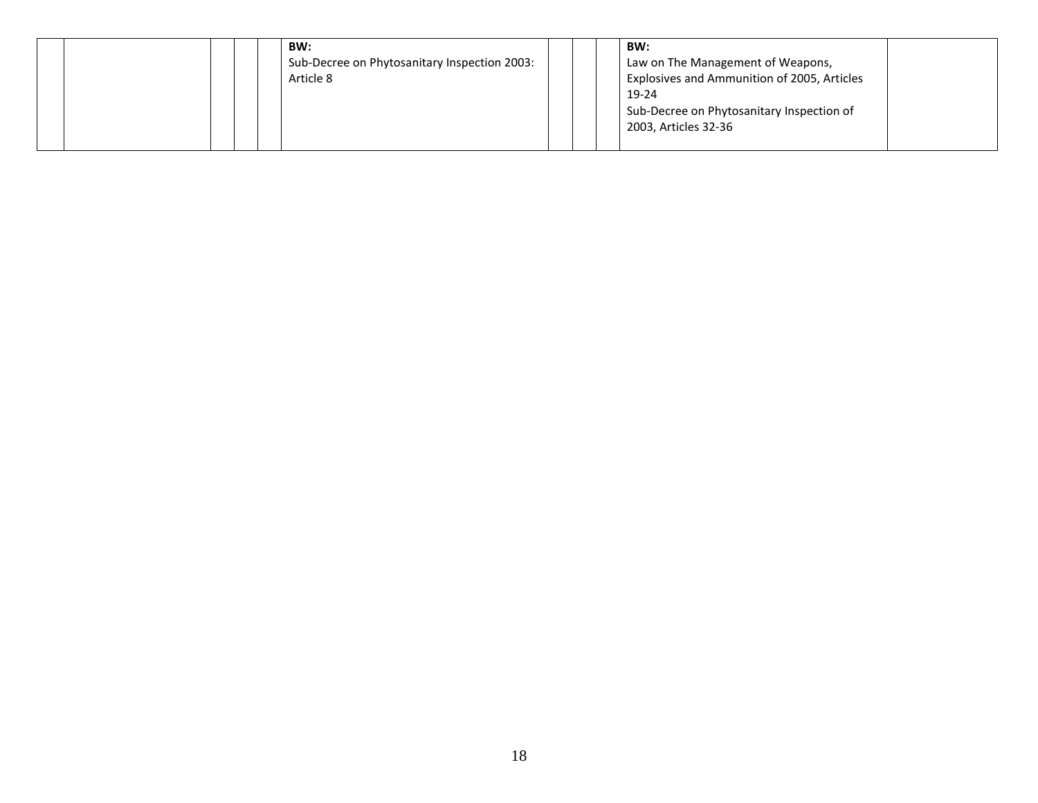| | | | | | | | | | | |
|---|---|---|---|---|---|---|---|---|---|---|
| | | | | | **BW:**<br>Sub-Decree on Phytosanitary Inspection 2003: Article 8 | | | | **BW:**<br>Law on The Management of Weapons, Explosives and Ammunition of 2005, Articles 19-24<br>Sub-Decree on Phytosanitary Inspection of 2003, Articles 32-36 | |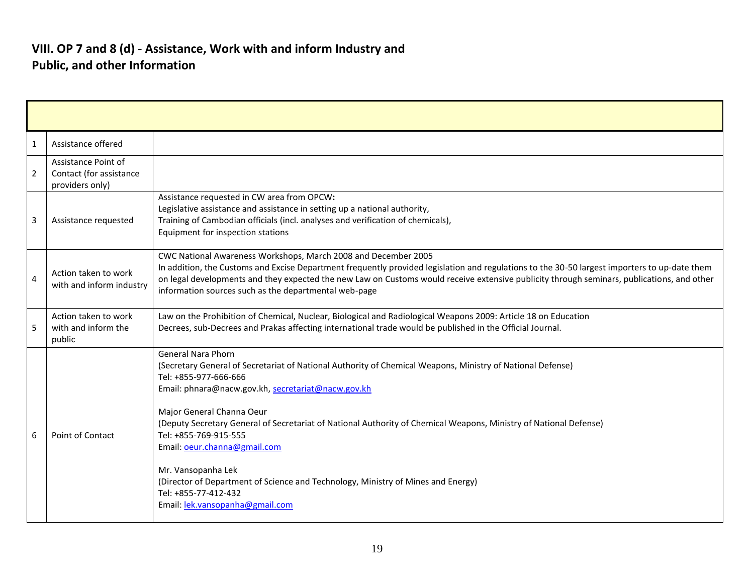## VIII. OP 7 and 8 (d) - Assistance, Work with and inform Industry and Public, and other Information

| | | |
|---|---|---|
| 1 | Assistance offered | |
| 2 | Assistance Point of Contact (for assistance providers only) | |
| 3 | Assistance requested | Assistance requested in CW area from OPCW:<br>Legislative assistance and assistance in setting up a national authority,<br>Training of Cambodian officials (incl. analyses and verification of chemicals),<br>Equipment for inspection stations |
| 4 | Action taken to work with and inform industry | CWC National Awareness Workshops, March 2008 and December 2005<br>In addition, the Customs and Excise Department frequently provided legislation and regulations to the 30-50 largest importers to up-date them on legal developments and they expected the new Law on Customs would receive extensive publicity through seminars, publications, and other information sources such as the departmental web-page |
| 5 | Action taken to work with and inform the public | Law on the Prohibition of Chemical, Nuclear, Biological and Radiological Weapons 2009: Article 18 on Education<br>Decrees, sub-Decrees and Prakas affecting international trade would be published in the Official Journal. |
| 6 | Point of Contact | General Nara Phorn<br>(Secretary General of Secretariat of National Authority of Chemical Weapons, Ministry of National Defense)<br>Tel: +855-977-666-666<br>Email: phnara@nacw.gov.kh, secretariat@nacw.gov.kh<br><br>Major General Channa Oeur<br>(Deputy Secretary General of Secretariat of National Authority of Chemical Weapons, Ministry of National Defense)<br>Tel: +855-769-915-555<br>Email: oeur.channa@gmail.com<br><br>Mr. Vansopanha Lek<br>(Director of Department of Science and Technology, Ministry of Mines and Energy)<br>Tel: +855-77-412-432<br>Email: lek.vansopanha@gmail.com |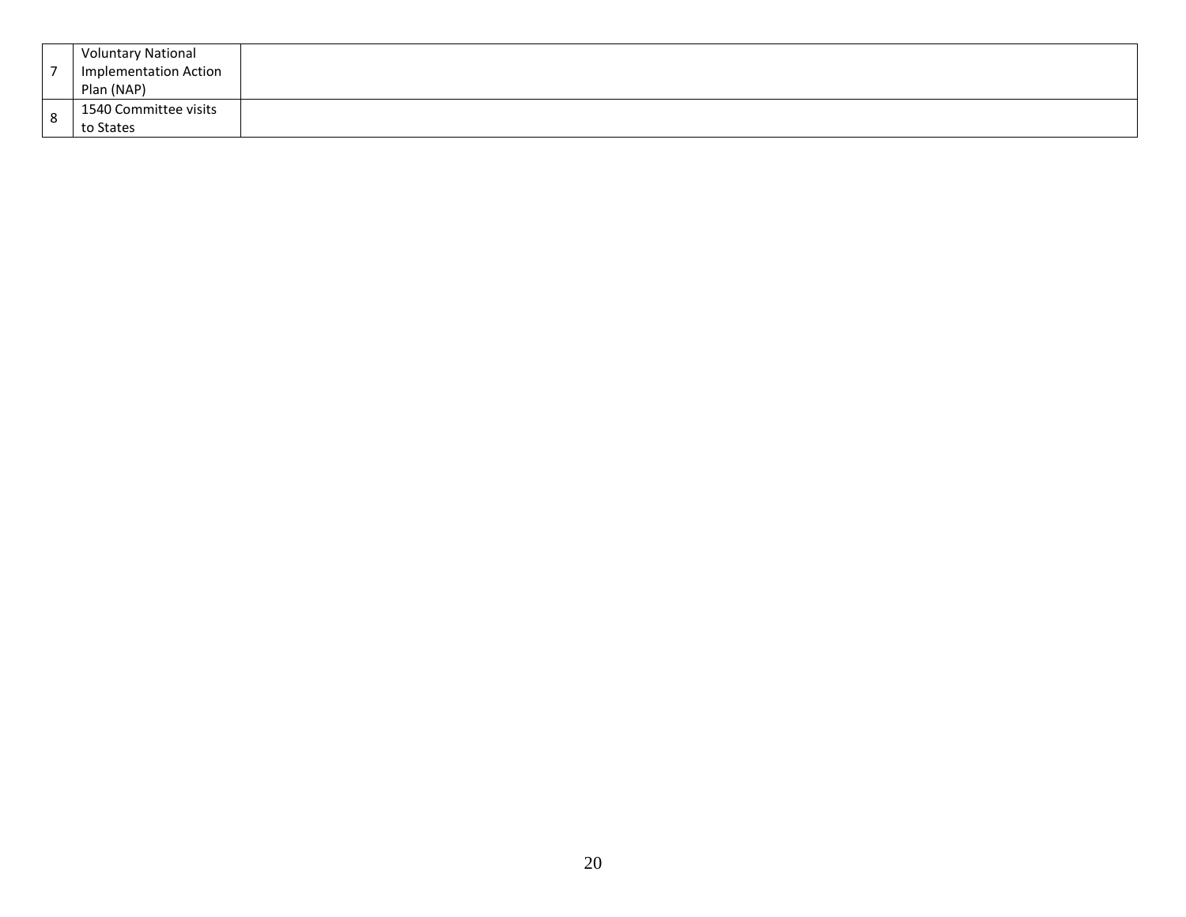| | | |
|---|---|---|
| 7 | Voluntary National Implementation Action Plan (NAP) | |
| 8 | 1540 Committee visits to States | |